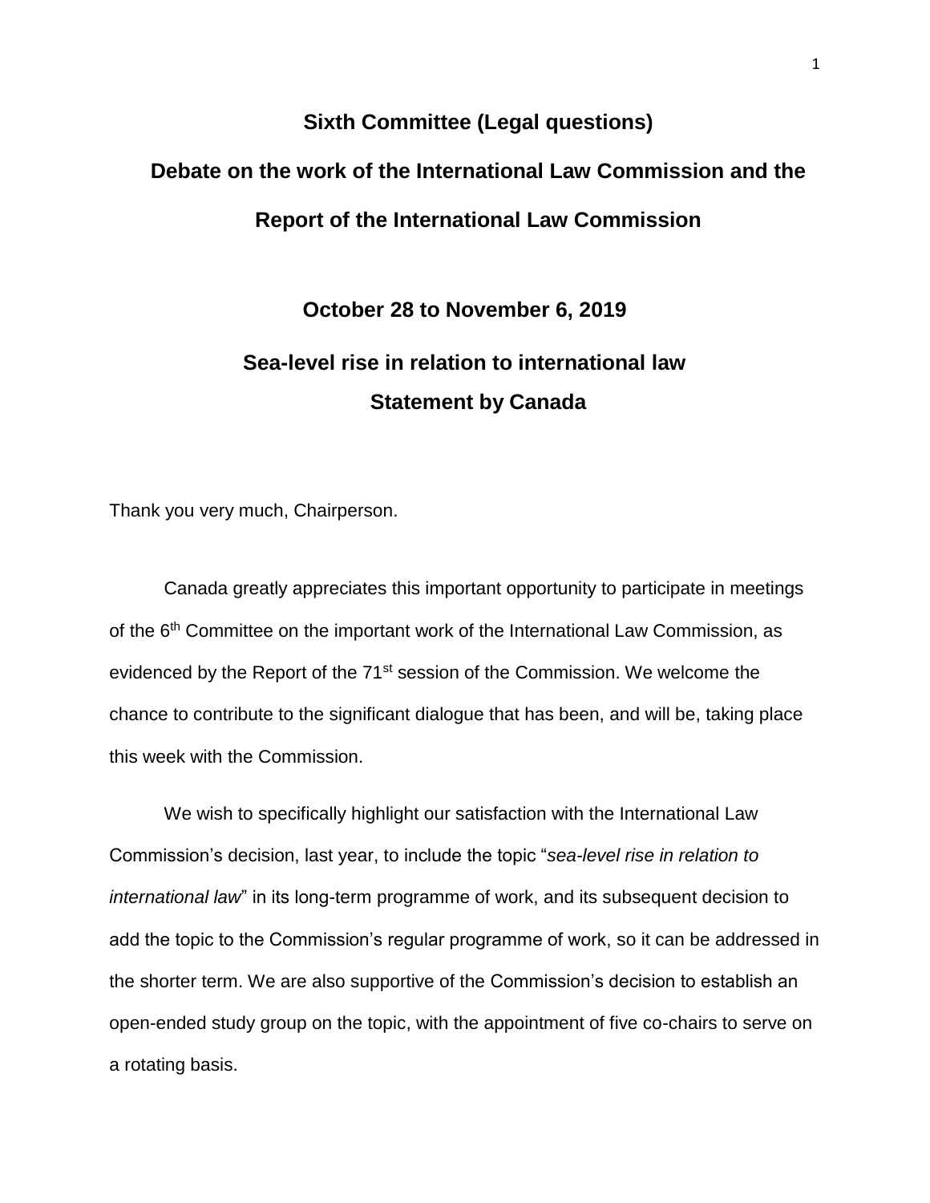# Sixth Committee (Legal questions)

## Debate on the work of the International Law Commission and the Report of the International Law Commission

## October 28 to November 6, 2019

## Sea-level rise in relation to international law

## Statement by Canada

Thank you very much, Chairperson.

Canada greatly appreciates this important opportunity to participate in meetings of the 6th Committee on the important work of the International Law Commission, as evidenced by the Report of the 71st session of the Commission. We welcome the chance to contribute to the significant dialogue that has been, and will be, taking place this week with the Commission.

We wish to specifically highlight our satisfaction with the International Law Commission's decision, last year, to include the topic "*sea-level rise in relation to international law*" in its long-term programme of work, and its subsequent decision to add the topic to the Commission's regular programme of work, so it can be addressed in the shorter term. We are also supportive of the Commission's decision to establish an open-ended study group on the topic, with the appointment of five co-chairs to serve on a rotating basis.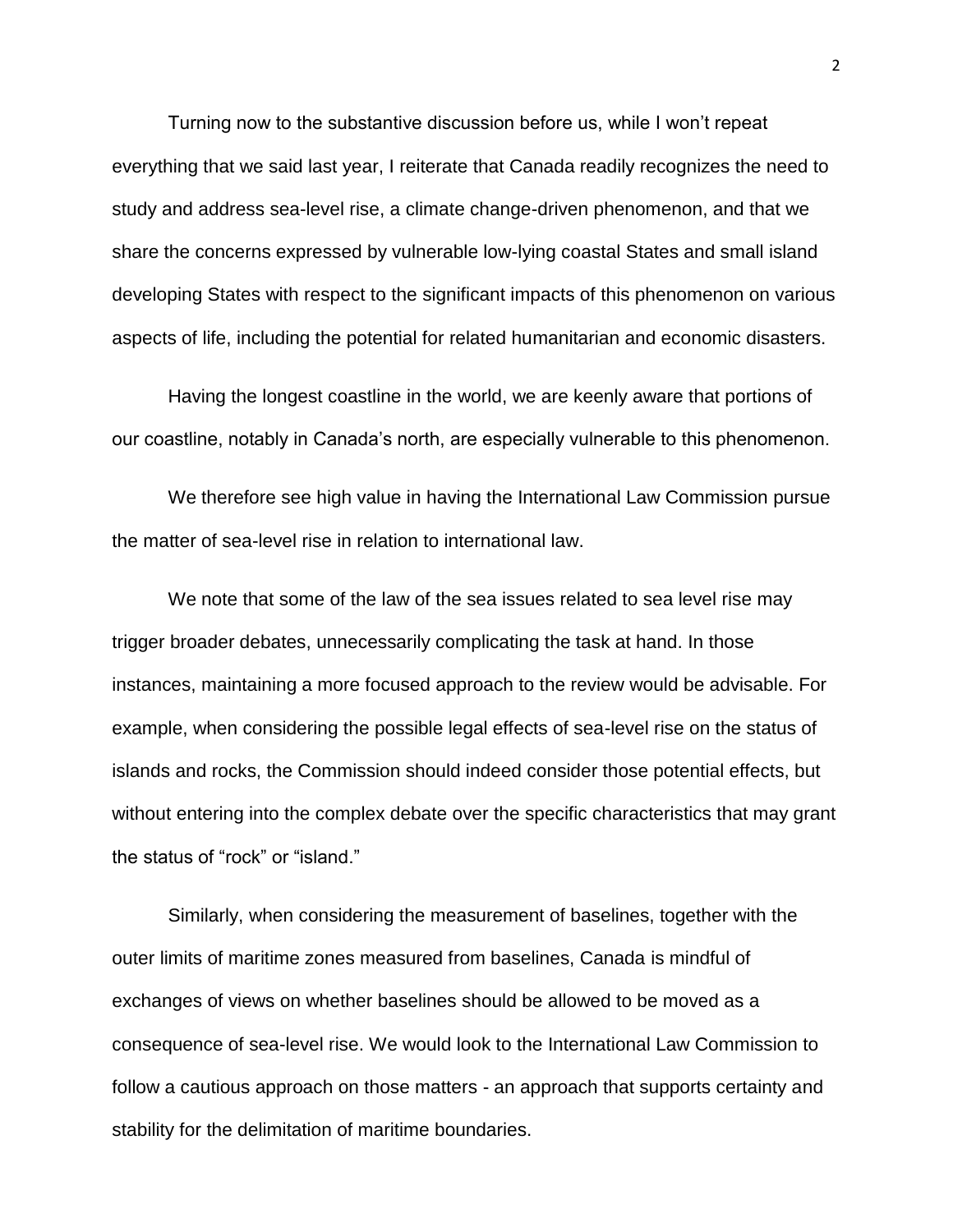Turning now to the substantive discussion before us, while I won't repeat everything that we said last year, I reiterate that Canada readily recognizes the need to study and address sea-level rise, a climate change-driven phenomenon, and that we share the concerns expressed by vulnerable low-lying coastal States and small island developing States with respect to the significant impacts of this phenomenon on various aspects of life, including the potential for related humanitarian and economic disasters.

Having the longest coastline in the world, we are keenly aware that portions of our coastline, notably in Canada's north, are especially vulnerable to this phenomenon.

We therefore see high value in having the International Law Commission pursue the matter of sea-level rise in relation to international law.

We note that some of the law of the sea issues related to sea level rise may trigger broader debates, unnecessarily complicating the task at hand. In those instances, maintaining a more focused approach to the review would be advisable. For example, when considering the possible legal effects of sea-level rise on the status of islands and rocks, the Commission should indeed consider those potential effects, but without entering into the complex debate over the specific characteristics that may grant the status of "rock" or "island."

Similarly, when considering the measurement of baselines, together with the outer limits of maritime zones measured from baselines, Canada is mindful of exchanges of views on whether baselines should be allowed to be moved as a consequence of sea-level rise. We would look to the International Law Commission to follow a cautious approach on those matters - an approach that supports certainty and stability for the delimitation of maritime boundaries.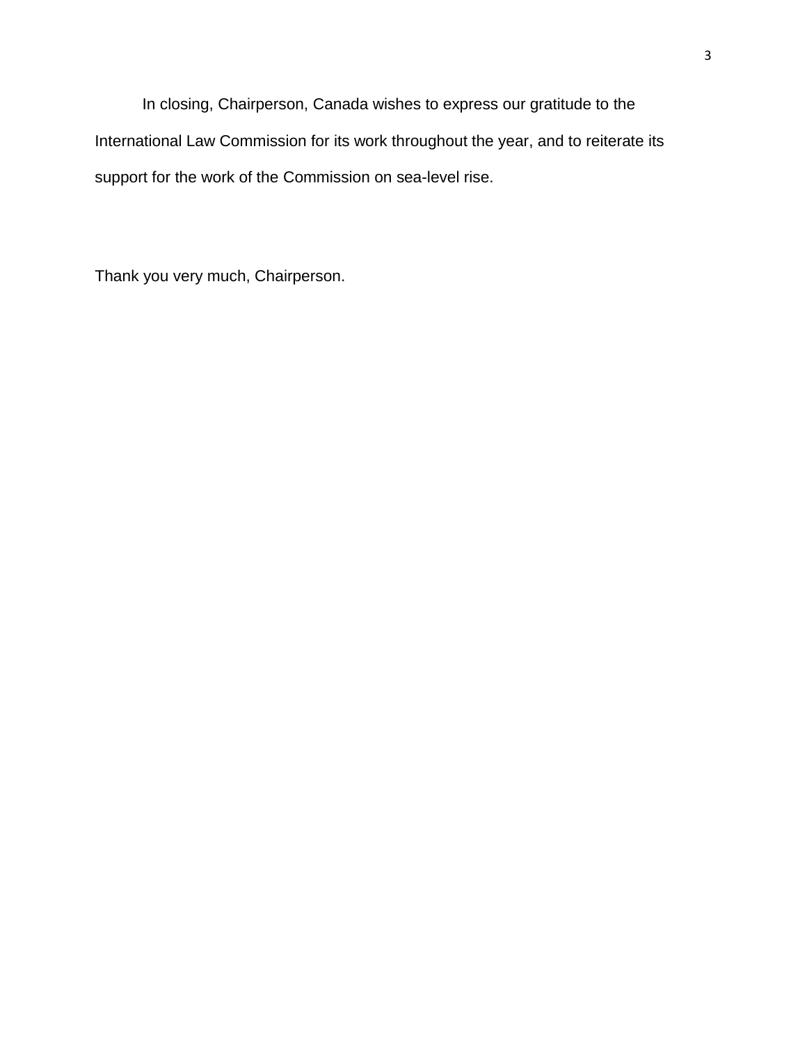In closing, Chairperson, Canada wishes to express our gratitude to the International Law Commission for its work throughout the year, and to reiterate its support for the work of the Commission on sea-level rise.

Thank you very much, Chairperson.